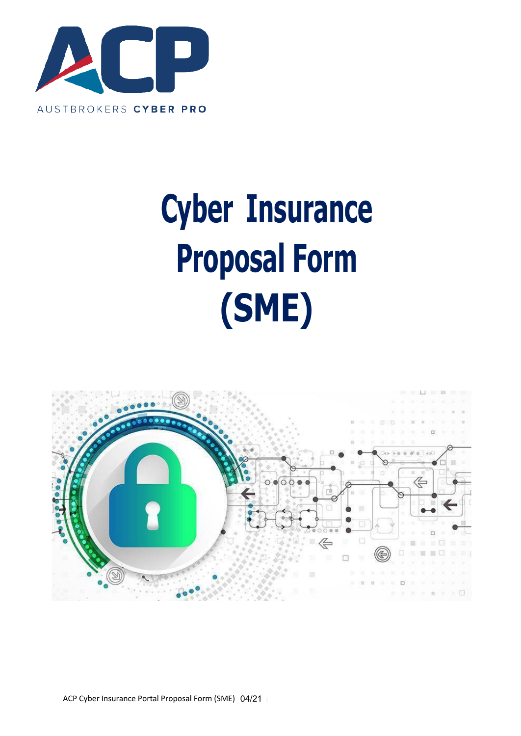AUSTBROKERS **CYBER PRO**

# Cyber Insurance Proposal Form (SME)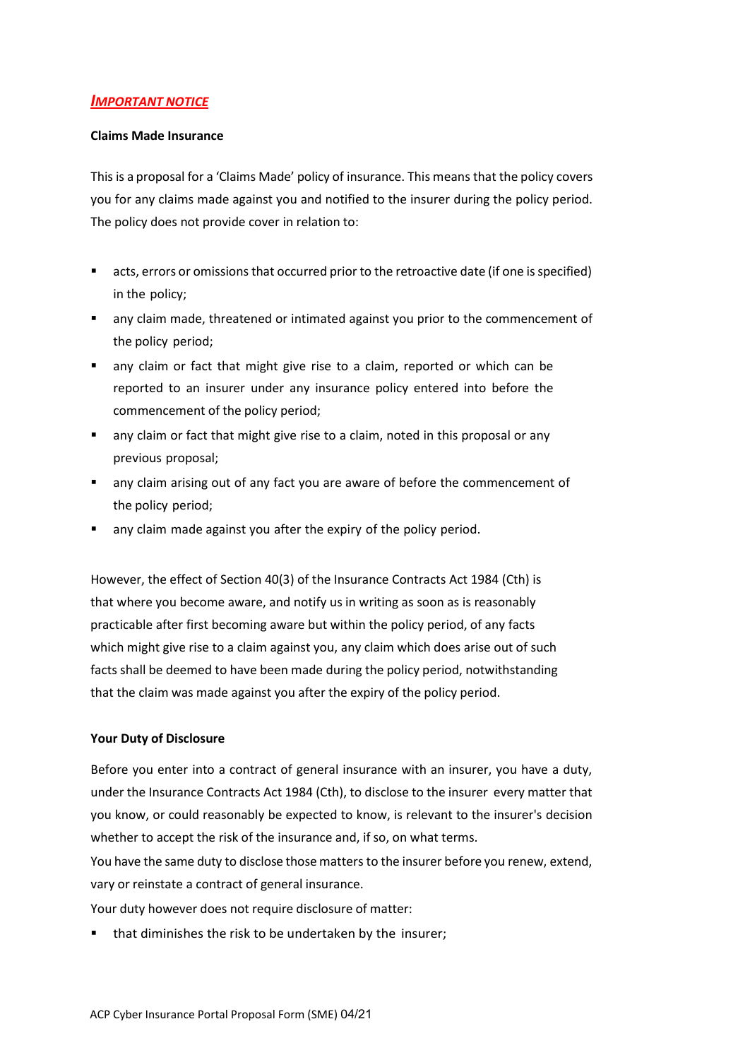## ***IMPORTANT NOTICE***

**Claims Made Insurance**

This is a proposal for a 'Claims Made' policy of insurance. This means that the policy covers you for any claims made against you and notified to the insurer during the policy period. The policy does not provide cover in relation to:

- acts, errors or omissions that occurred prior to the retroactive date (if one is specified) in the policy;
- any claim made, threatened or intimated against you prior to the commencement of the policy period;
- any claim or fact that might give rise to a claim, reported or which can be reported to an insurer under any insurance policy entered into before the commencement of the policy period;
- any claim or fact that might give rise to a claim, noted in this proposal or any previous proposal;
- any claim arising out of any fact you are aware of before the commencement of the policy period;
- any claim made against you after the expiry of the policy period.

However, the effect of Section 40(3) of the Insurance Contracts Act 1984 (Cth) is that where you become aware, and notify us in writing as soon as is reasonably practicable after first becoming aware but within the policy period, of any facts which might give rise to a claim against you, any claim which does arise out of such facts shall be deemed to have been made during the policy period, notwithstanding that the claim was made against you after the expiry of the policy period.

**Your Duty of Disclosure**

Before you enter into a contract of general insurance with an insurer, you have a duty, under the Insurance Contracts Act 1984 (Cth), to disclose to the insurer every matter that you know, or could reasonably be expected to know, is relevant to the insurer's decision whether to accept the risk of the insurance and, if so, on what terms.

You have the same duty to disclose those matters to the insurer before you renew, extend, vary or reinstate a contract of general insurance.

Your duty however does not require disclosure of matter:

- that diminishes the risk to be undertaken by the insurer;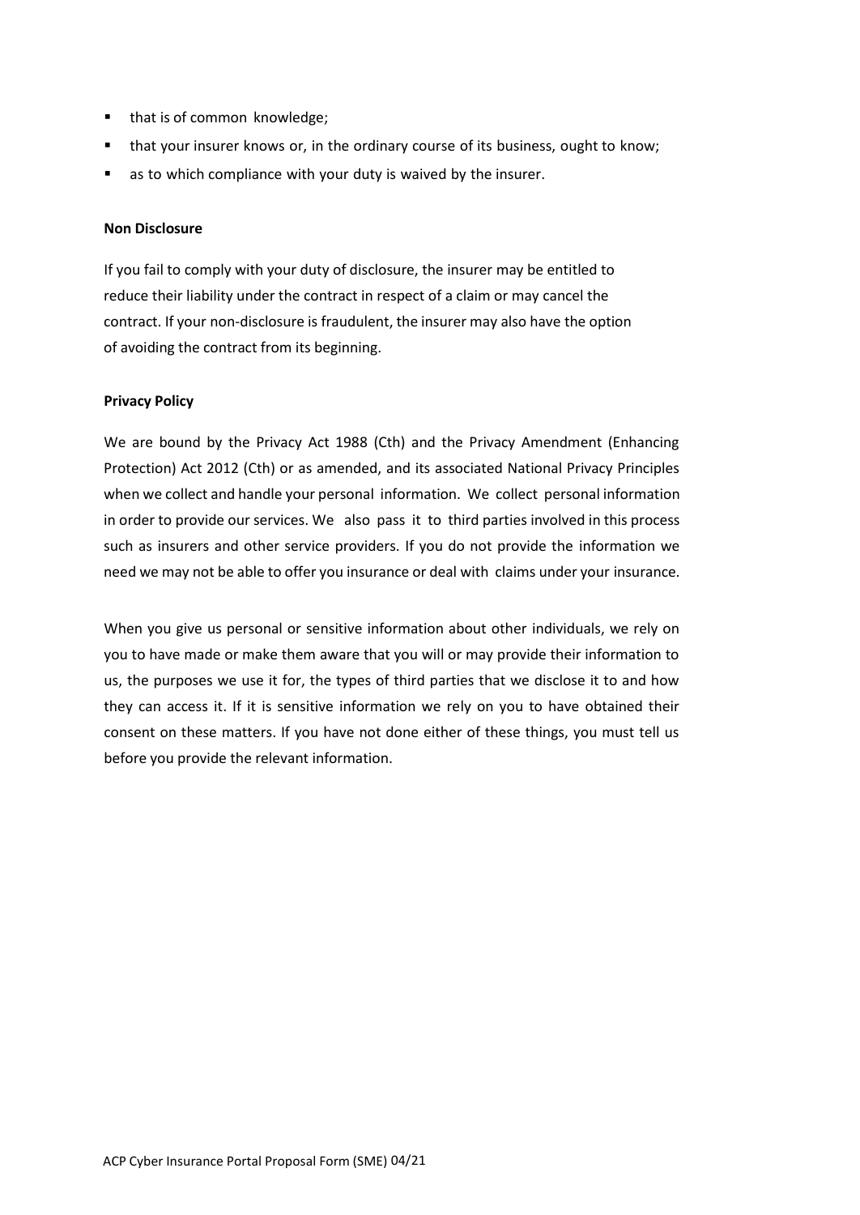- that is of common knowledge;
- that your insurer knows or, in the ordinary course of its business, ought to know;
- as to which compliance with your duty is waived by the insurer.

**Non Disclosure**

If you fail to comply with your duty of disclosure, the insurer may be entitled to reduce their liability under the contract in respect of a claim or may cancel the contract. If your non-disclosure is fraudulent, the insurer may also have the option of avoiding the contract from its beginning.

**Privacy Policy**

We are bound by the Privacy Act 1988 (Cth) and the Privacy Amendment (Enhancing Protection) Act 2012 (Cth) or as amended, and its associated National Privacy Principles when we collect and handle your personal information. We collect personal information in order to provide our services. We also pass it to third parties involved in this process such as insurers and other service providers. If you do not provide the information we need we may not be able to offer you insurance or deal with claims under your insurance.

When you give us personal or sensitive information about other individuals, we rely on you to have made or make them aware that you will or may provide their information to us, the purposes we use it for, the types of third parties that we disclose it to and how they can access it. If it is sensitive information we rely on you to have obtained their consent on these matters. If you have not done either of these things, you must tell us before you provide the relevant information.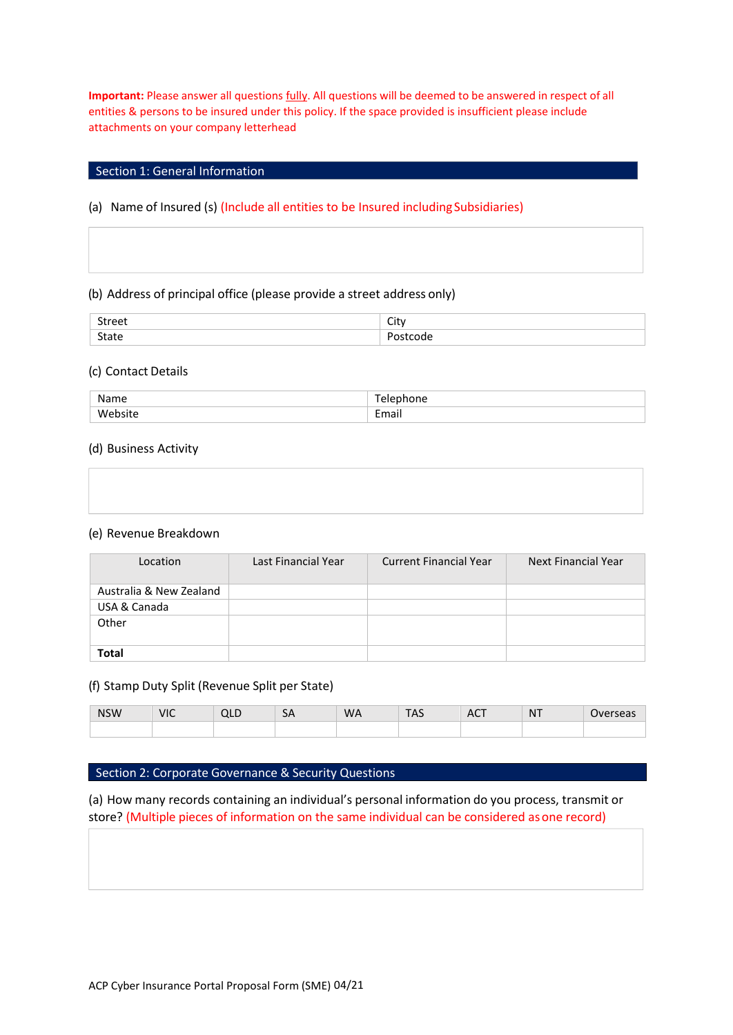**Important:** Please answer all questions fully. All questions will be deemed to be answered in respect of all entities & persons to be insured under this policy. If the space provided is insufficient please include attachments on your company letterhead

## Section 1: General Information

(a) Name of Insured (s) (Include all entities to be Insured including Subsidiaries)

(b) Address of principal office (please provide a street address only)

| Street | City |
|---|---|
| State | Postcode |

(c) Contact Details

| Name | Telephone |
|---|---|
| Website | Email |

(d) Business Activity

(e) Revenue Breakdown

| Location | Last Financial Year | Current Financial Year | Next Financial Year |
|---|---|---|---|
| Australia & New Zealand | | | |
| USA & Canada | | | |
| Other | | | |
| **Total** | | | |

(f) Stamp Duty Split (Revenue Split per State)

| NSW | VIC | QLD | SA | WA | TAS | ACT | NT | Overseas |
|---|---|---|---|---|---|---|---|---|
| | | | | | | | | |

## Section 2: Corporate Governance & Security Questions

(a) How many records containing an individual's personal information do you process, transmit or store? (Multiple pieces of information on the same individual can be considered as one record)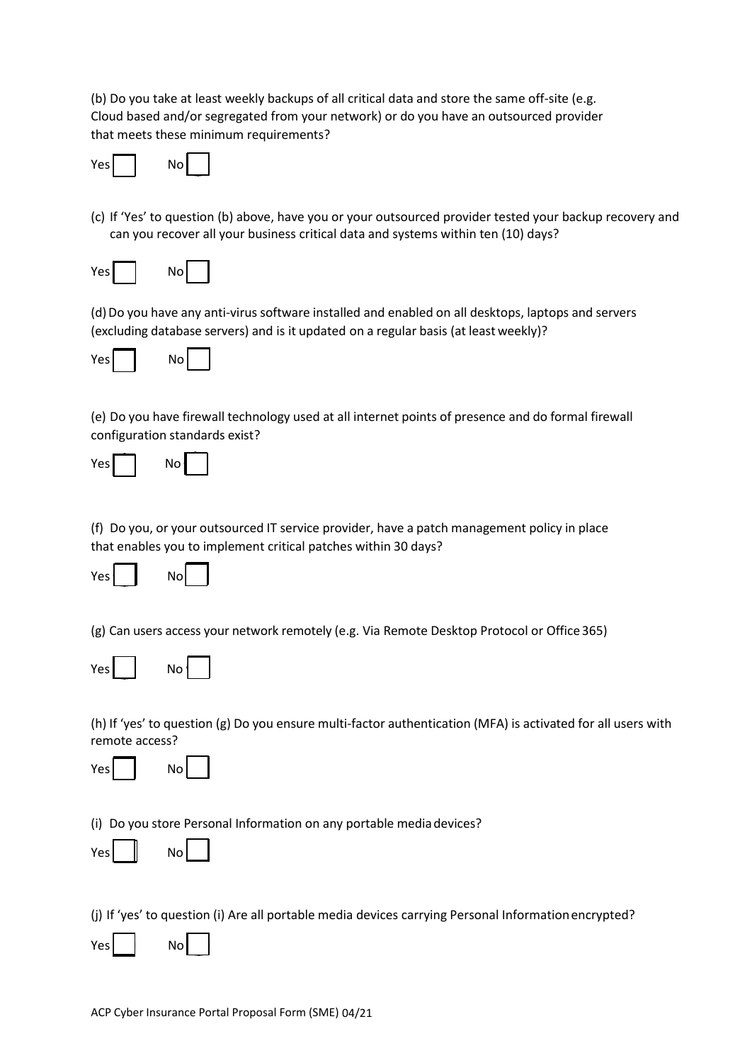(b) Do you take at least weekly backups of all critical data and store the same off-site (e.g. Cloud based and/or segregated from your network) or do you have an outsourced provider that meets these minimum requirements?

Yes ☐ No ☐

(c) If 'Yes' to question (b) above, have you or your outsourced provider tested your backup recovery and can you recover all your business critical data and systems within ten (10) days?

Yes ☐ No ☐

(d) Do you have any anti-virus software installed and enabled on all desktops, laptops and servers (excluding database servers) and is it updated on a regular basis (at least weekly)?

Yes ☐ No ☐

(e) Do you have firewall technology used at all internet points of presence and do formal firewall configuration standards exist?

Yes ☐ No ☐

(f) Do you, or your outsourced IT service provider, have a patch management policy in place that enables you to implement critical patches within 30 days?

Yes ☐ No ☐

(g) Can users access your network remotely (e.g. Via Remote Desktop Protocol or Office 365)

Yes ☐ No ☐

(h) If 'yes' to question (g) Do you ensure multi-factor authentication (MFA) is activated for all users with remote access?

Yes ☐ No ☐

(i) Do you store Personal Information on any portable media devices?

Yes ☐ No ☐

(j) If 'yes' to question (i) Are all portable media devices carrying Personal Information encrypted?

Yes ☐ No ☐

ACP Cyber Insurance Portal Proposal Form (SME) 04/21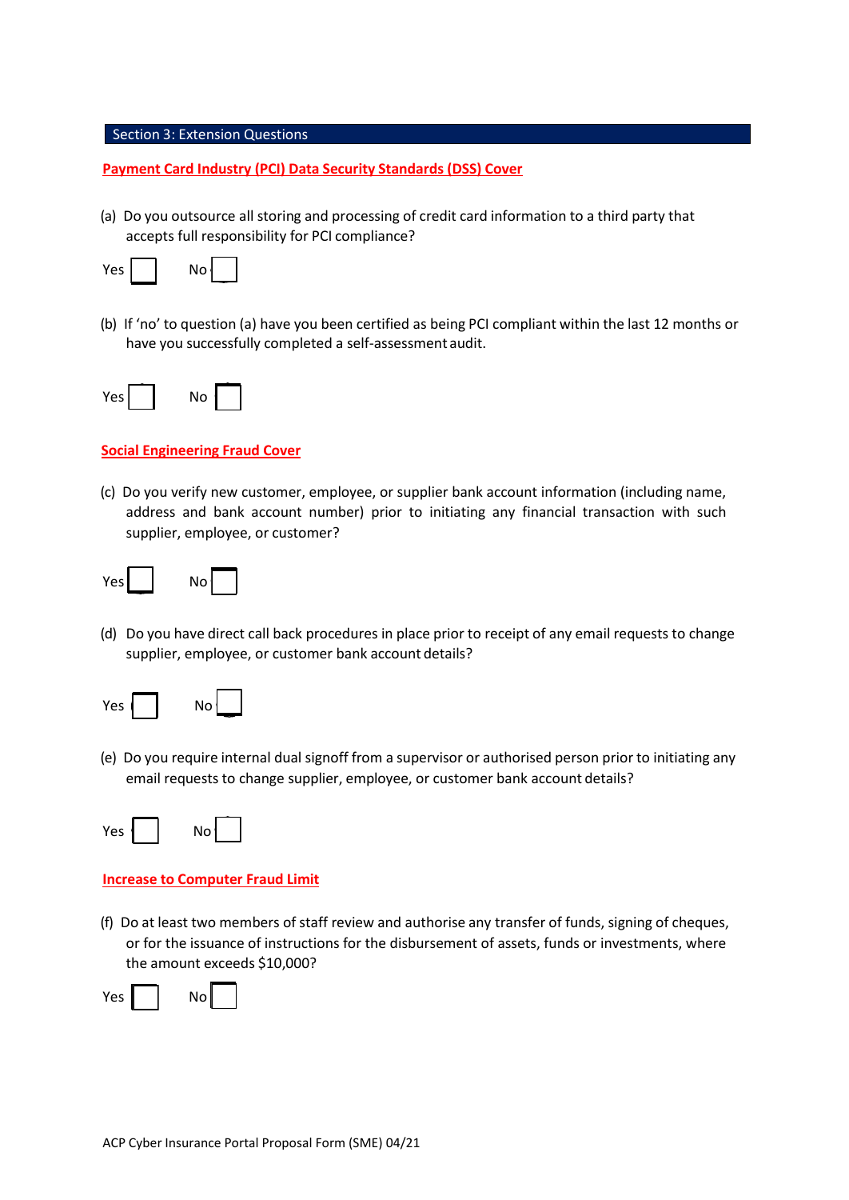## Section 3: Extension Questions

**Payment Card Industry (PCI) Data Security Standards (DSS) Cover**

(a) Do you outsource all storing and processing of credit card information to a third party that accepts full responsibility for PCI compliance?

Yes ☐ No ☐

(b) If 'no' to question (a) have you been certified as being PCI compliant within the last 12 months or have you successfully completed a self-assessment audit.

Yes ☐ No ☐

**Social Engineering Fraud Cover**

(c) Do you verify new customer, employee, or supplier bank account information (including name, address and bank account number) prior to initiating any financial transaction with such supplier, employee, or customer?

Yes ☐ No ☐

(d) Do you have direct call back procedures in place prior to receipt of any email requests to change supplier, employee, or customer bank account details?

Yes ☐ No ☐

(e) Do you require internal dual signoff from a supervisor or authorised person prior to initiating any email requests to change supplier, employee, or customer bank account details?

Yes ☐ No ☐

**Increase to Computer Fraud Limit**

(f) Do at least two members of staff review and authorise any transfer of funds, signing of cheques, or for the issuance of instructions for the disbursement of assets, funds or investments, where the amount exceeds $10,000?

Yes ☐ No ☐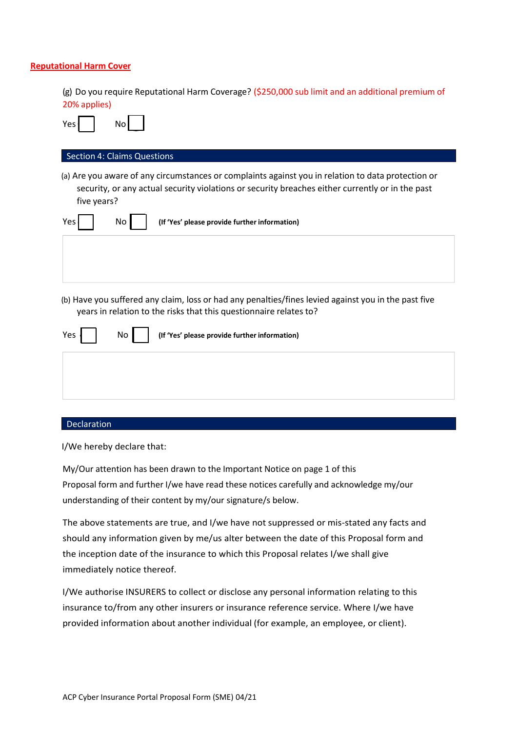**Reputational Harm Cover**

(g) Do you require Reputational Harm Coverage? ($250,000 sub limit and an additional premium of 20% applies)

Yes ☐ No ☐

## Section 4: Claims Questions

(a) Are you aware of any circumstances or complaints against you in relation to data protection or security, or any actual security violations or security breaches either currently or in the past five years?

Yes ☐ No ☐ **(If 'Yes' please provide further information)**

(b) Have you suffered any claim, loss or had any penalties/fines levied against you in the past five years in relation to the risks that this questionnaire relates to?

Yes ☐ No ☐ **(If 'Yes' please provide further information)**

## Declaration

I/We hereby declare that:

My/Our attention has been drawn to the Important Notice on page 1 of this Proposal form and further I/we have read these notices carefully and acknowledge my/our understanding of their content by my/our signature/s below.

The above statements are true, and I/we have not suppressed or mis-stated any facts and should any information given by me/us alter between the date of this Proposal form and the inception date of the insurance to which this Proposal relates I/we shall give immediately notice thereof.

I/We authorise INSURERS to collect or disclose any personal information relating to this insurance to/from any other insurers or insurance reference service. Where I/we have provided information about another individual (for example, an employee, or client).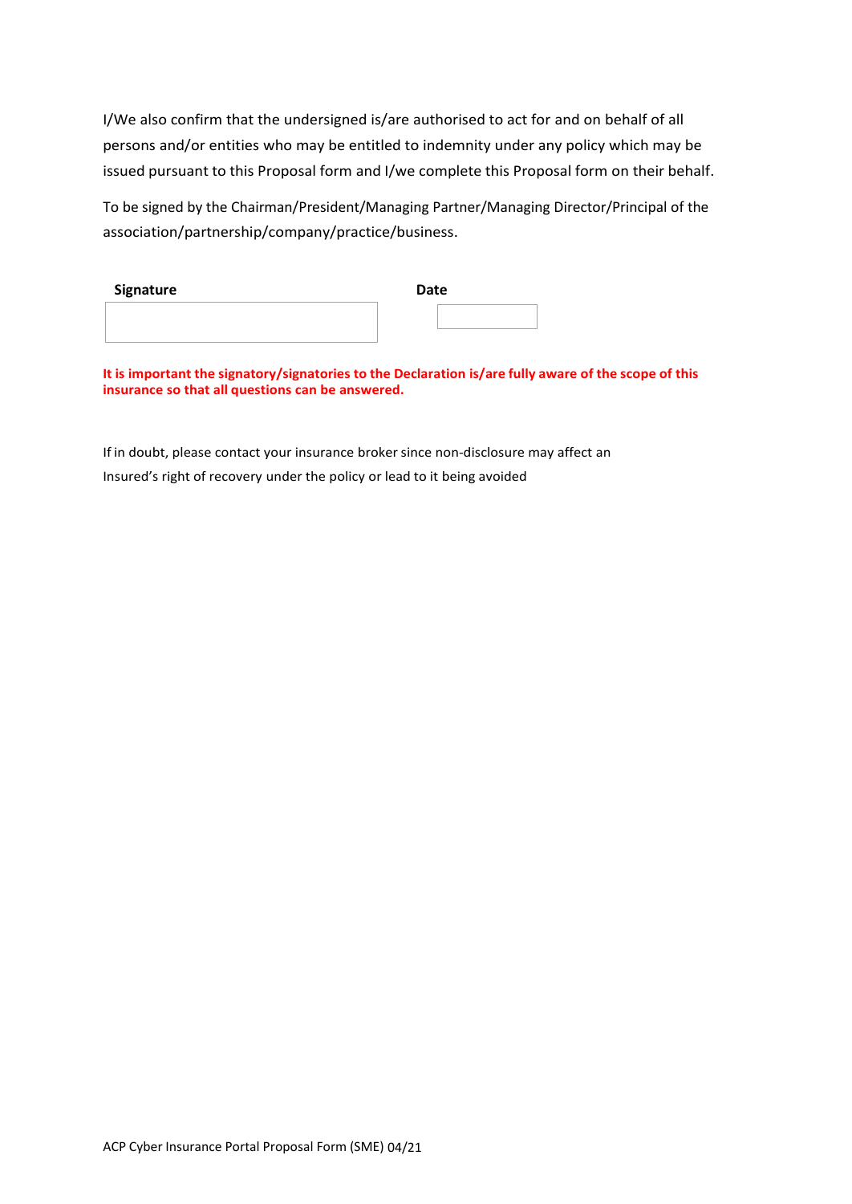I/We also confirm that the undersigned is/are authorised to act for and on behalf of all persons and/or entities who may be entitled to indemnity under any policy which may be issued pursuant to this Proposal form and I/we complete this Proposal form on their behalf.

To be signed by the Chairman/President/Managing Partner/Managing Director/Principal of the association/partnership/company/practice/business.

| **Signature** | **Date** |
| --- | --- |
| | |

**It is important the signatory/signatories to the Declaration is/are fully aware of the scope of this insurance so that all questions can be answered.**

If in doubt, please contact your insurance broker since non-disclosure may affect an Insured's right of recovery under the policy or lead to it being avoided